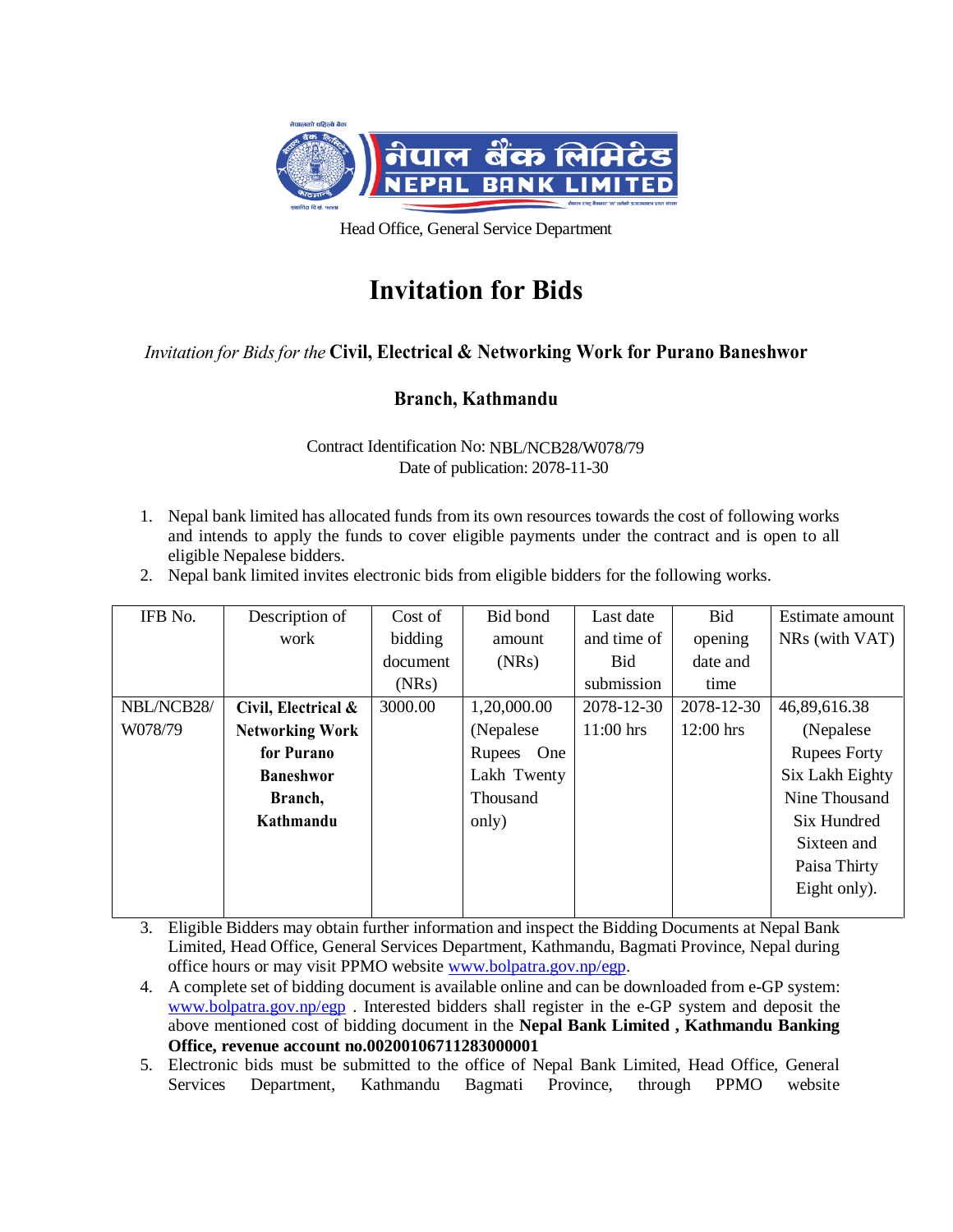नेपाल बैंक लिमिटेड
NEPAL BANK LIMITED

Head Office, General Service Department

# Invitation for Bids

*Invitation for Bids for the* **Civil, Electrical & Networking Work for Purano Baneshwor Branch, Kathmandu**

Contract Identification No: NBL/NCB28/W078/79
Date of publication: 2078-11-30

1. Nepal bank limited has allocated funds from its own resources towards the cost of following works and intends to apply the funds to cover eligible payments under the contract and is open to all eligible Nepalese bidders.
2. Nepal bank limited invites electronic bids from eligible bidders for the following works.

| IFB No. | Description of work | Cost of bidding document (NRs) | Bid bond amount (NRs) | Last date and time of Bid submission | Bid opening date and time | Estimate amount NRs (with VAT) |
|---|---|---|---|---|---|---|
| NBL/NCB28/W078/79 | **Civil, Electrical & Networking Work for Purano Baneshwor Branch, Kathmandu** | 3000.00 | 1,20,000.00 (Nepalese Rupees One Lakh Twenty Thousand only) | 2078-12-30 11:00 hrs | 2078-12-30 12:00 hrs | 46,89,616.38 (Nepalese Rupees Forty Six Lakh Eighty Nine Thousand Six Hundred Sixteen and Paisa Thirty Eight only). |

3. Eligible Bidders may obtain further information and inspect the Bidding Documents at Nepal Bank Limited, Head Office, General Services Department, Kathmandu, Bagmati Province, Nepal during office hours or may visit PPMO website www.bolpatra.gov.np/egp.
4. A complete set of bidding document is available online and can be downloaded from e-GP system: www.bolpatra.gov.np/egp . Interested bidders shall register in the e-GP system and deposit the above mentioned cost of bidding document in the **Nepal Bank Limited , Kathmandu Banking Office, revenue account no.00200106711283000001**
5. Electronic bids must be submitted to the office of Nepal Bank Limited, Head Office, General Services Department, Kathmandu Bagmati Province, through PPMO website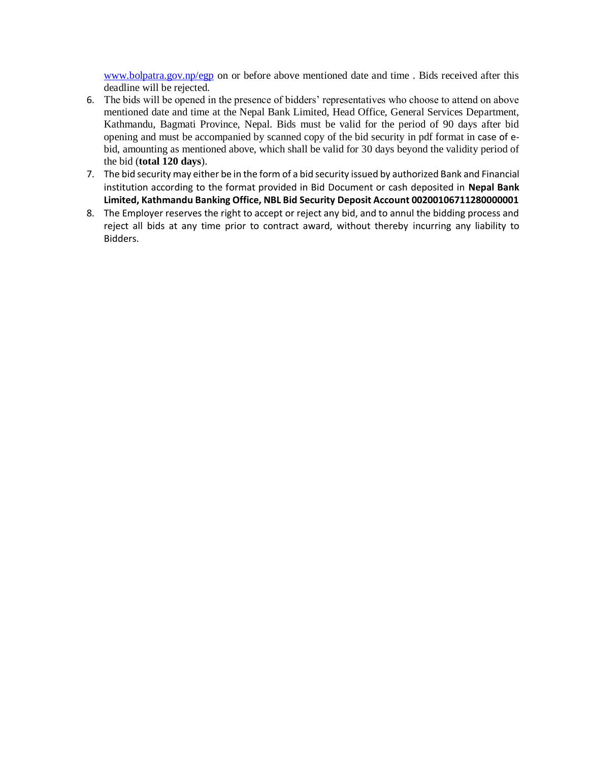www.bolpatra.gov.np/egp on or before above mentioned date and time . Bids received after this deadline will be rejected.

6. The bids will be opened in the presence of bidders' representatives who choose to attend on above mentioned date and time at the Nepal Bank Limited, Head Office, General Services Department, Kathmandu, Bagmati Province, Nepal. Bids must be valid for the period of 90 days after bid opening and must be accompanied by scanned copy of the bid security in pdf format in case of e-bid, amounting as mentioned above, which shall be valid for 30 days beyond the validity period of the bid (**total 120 days**).
7. The bid security may either be in the form of a bid security issued by authorized Bank and Financial institution according to the format provided in Bid Document or cash deposited in **Nepal Bank Limited, Kathmandu Banking Office, NBL Bid Security Deposit Account 00200106711280000001**
8. The Employer reserves the right to accept or reject any bid, and to annul the bidding process and reject all bids at any time prior to contract award, without thereby incurring any liability to Bidders.